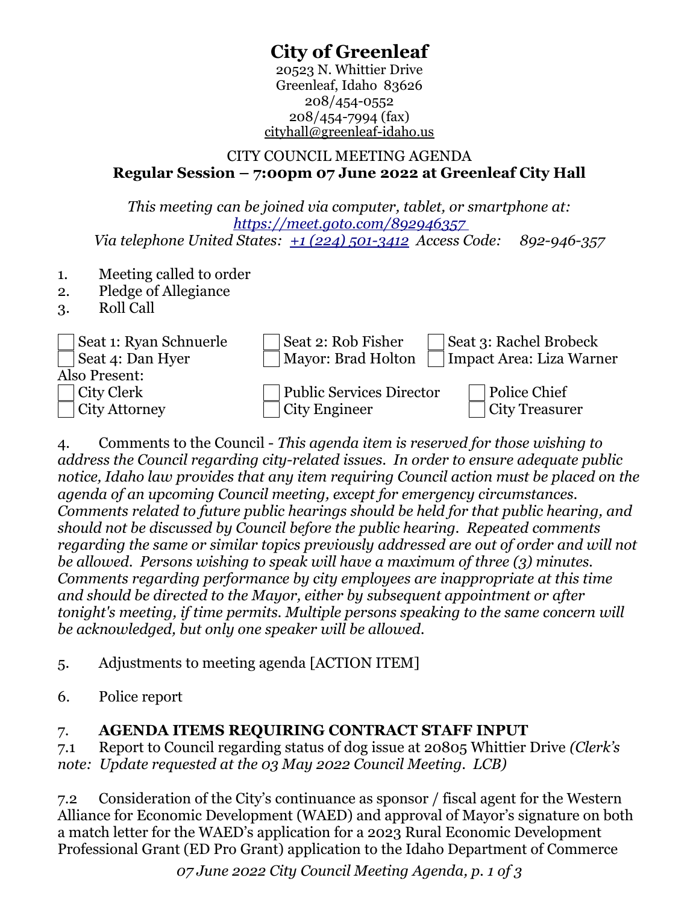# City of Greenleaf

20523 N. Whittier Drive
Greenleaf, Idaho 83626
208/454-0552
208/454-7994 (fax)
cityhall@greenleaf-idaho.us

CITY COUNCIL MEETING AGENDA
**Regular Session – 7:00pm 07 June 2022 at Greenleaf City Hall**

*This meeting can be joined via computer, tablet, or smartphone at:*
*https://meet.goto.com/892946357*
*Via telephone United States: +1 (224) 501-3412 Access Code: 892-946-357*

1. Meeting called to order
2. Pledge of Allegiance
3. Roll Call

| | | |
|---|---|---|
| ☐ Seat 1: Ryan Schnuerle | ☐ Seat 2: Rob Fisher | ☐ Seat 3: Rachel Brobeck |
| ☐ Seat 4: Dan Hyer | ☐ Mayor: Brad Holton | ☐ Impact Area: Liza Warner |

Also Present:

| | | |
|---|---|---|
| ☐ City Clerk | ☐ Public Services Director | ☐ Police Chief |
| ☐ City Attorney | ☐ City Engineer | ☐ City Treasurer |

4. Comments to the Council - *This agenda item is reserved for those wishing to address the Council regarding city-related issues. In order to ensure adequate public notice, Idaho law provides that any item requiring Council action must be placed on the agenda of an upcoming Council meeting, except for emergency circumstances. Comments related to future public hearings should be held for that public hearing, and should not be discussed by Council before the public hearing. Repeated comments regarding the same or similar topics previously addressed are out of order and will not be allowed. Persons wishing to speak will have a maximum of three (3) minutes. Comments regarding performance by city employees are inappropriate at this time and should be directed to the Mayor, either by subsequent appointment or after tonight's meeting, if time permits. Multiple persons speaking to the same concern will be acknowledged, but only one speaker will be allowed.*

5. Adjustments to meeting agenda [ACTION ITEM]

6. Police report

7. **AGENDA ITEMS REQUIRING CONTRACT STAFF INPUT**

7.1 Report to Council regarding status of dog issue at 20805 Whittier Drive *(Clerk's note: Update requested at the 03 May 2022 Council Meeting. LCB)*

7.2 Consideration of the City's continuance as sponsor / fiscal agent for the Western Alliance for Economic Development (WAED) and approval of Mayor's signature on both a match letter for the WAED's application for a 2023 Rural Economic Development Professional Grant (ED Pro Grant) application to the Idaho Department of Commerce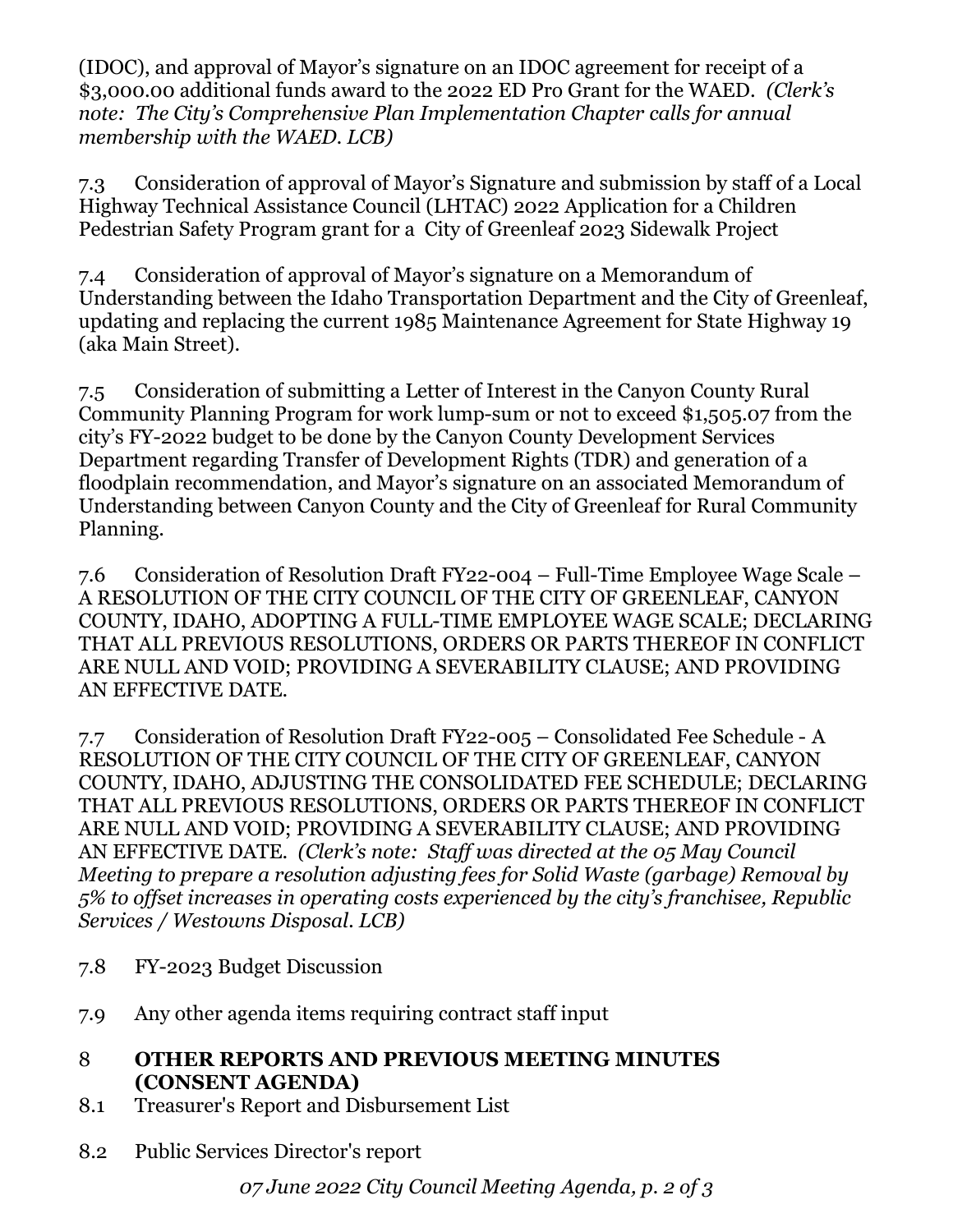(IDOC), and approval of Mayor's signature on an IDOC agreement for receipt of a $3,000.00 additional funds award to the 2022 ED Pro Grant for the WAED. *(Clerk's note: The City's Comprehensive Plan Implementation Chapter calls for annual membership with the WAED. LCB)*

7.3 Consideration of approval of Mayor's Signature and submission by staff of a Local Highway Technical Assistance Council (LHTAC) 2022 Application for a Children Pedestrian Safety Program grant for a City of Greenleaf 2023 Sidewalk Project

7.4 Consideration of approval of Mayor's signature on a Memorandum of Understanding between the Idaho Transportation Department and the City of Greenleaf, updating and replacing the current 1985 Maintenance Agreement for State Highway 19 (aka Main Street).

7.5 Consideration of submitting a Letter of Interest in the Canyon County Rural Community Planning Program for work lump-sum or not to exceed $1,505.07 from the city's FY-2022 budget to be done by the Canyon County Development Services Department regarding Transfer of Development Rights (TDR) and generation of a floodplain recommendation, and Mayor's signature on an associated Memorandum of Understanding between Canyon County and the City of Greenleaf for Rural Community Planning.

7.6 Consideration of Resolution Draft FY22-004 – Full-Time Employee Wage Scale – A RESOLUTION OF THE CITY COUNCIL OF THE CITY OF GREENLEAF, CANYON COUNTY, IDAHO, ADOPTING A FULL-TIME EMPLOYEE WAGE SCALE; DECLARING THAT ALL PREVIOUS RESOLUTIONS, ORDERS OR PARTS THEREOF IN CONFLICT ARE NULL AND VOID; PROVIDING A SEVERABILITY CLAUSE; AND PROVIDING AN EFFECTIVE DATE.

7.7 Consideration of Resolution Draft FY22-005 – Consolidated Fee Schedule - A RESOLUTION OF THE CITY COUNCIL OF THE CITY OF GREENLEAF, CANYON COUNTY, IDAHO, ADJUSTING THE CONSOLIDATED FEE SCHEDULE; DECLARING THAT ALL PREVIOUS RESOLUTIONS, ORDERS OR PARTS THEREOF IN CONFLICT ARE NULL AND VOID; PROVIDING A SEVERABILITY CLAUSE; AND PROVIDING AN EFFECTIVE DATE. *(Clerk's note: Staff was directed at the 05 May Council Meeting to prepare a resolution adjusting fees for Solid Waste (garbage) Removal by 5% to offset increases in operating costs experienced by the city's franchisee, Republic Services / Westowns Disposal. LCB)*

7.8 FY-2023 Budget Discussion

7.9 Any other agenda items requiring contract staff input

## 8 OTHER REPORTS AND PREVIOUS MEETING MINUTES (CONSENT AGENDA)

8.1 Treasurer's Report and Disbursement List

8.2 Public Services Director's report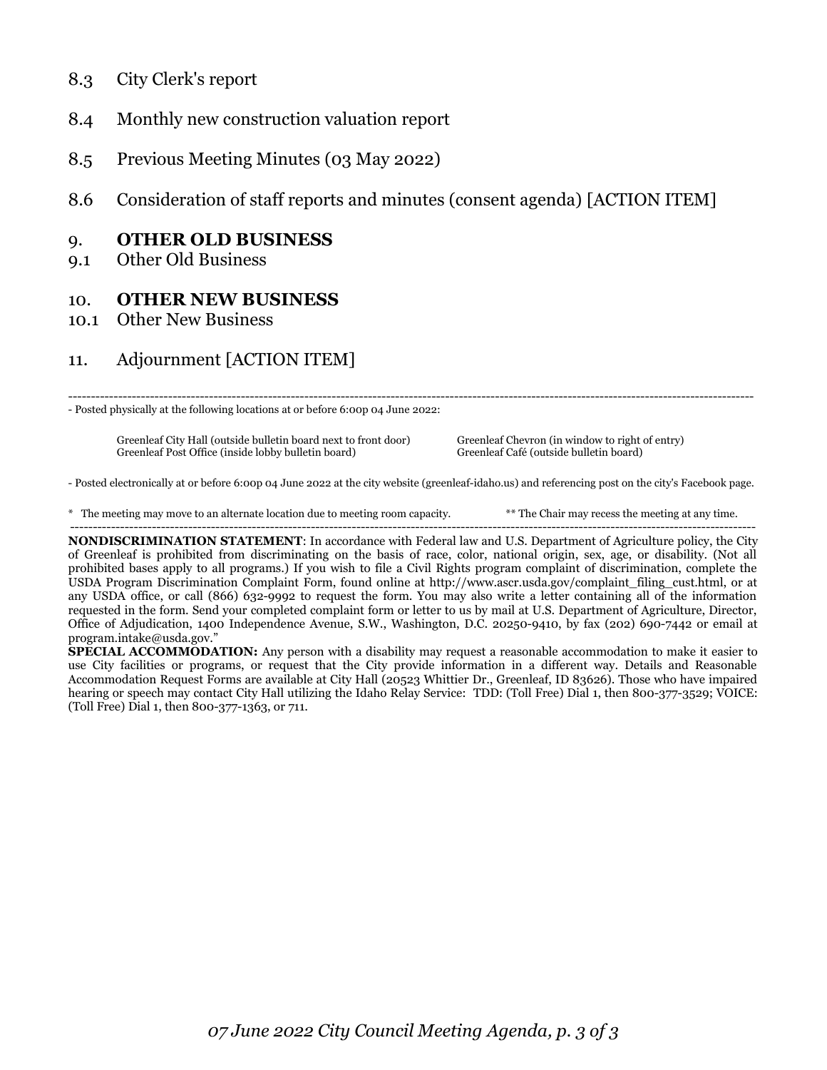8.3 City Clerk's report

8.4 Monthly new construction valuation report

8.5 Previous Meeting Minutes (03 May 2022)

8.6 Consideration of staff reports and minutes (consent agenda) [ACTION ITEM]

## 9. **OTHER OLD BUSINESS**

9.1 Other Old Business

## 10. **OTHER NEW BUSINESS**

10.1 Other New Business

## 11. Adjournment [ACTION ITEM]

---

- Posted physically at the following locations at or before 6:00p 04 June 2022:

Greenleaf City Hall (outside bulletin board next to front door)
Greenleaf Post Office (inside lobby bulletin board)
Greenleaf Chevron (in window to right of entry)
Greenleaf Café (outside bulletin board)

- Posted electronically at or before 6:00p 04 June 2022 at the city website (greenleaf-idaho.us) and referencing post on the city's Facebook page.

* The meeting may move to an alternate location due to meeting room capacity.
** The Chair may recess the meeting at any time.

---

**NONDISCRIMINATION STATEMENT**: In accordance with Federal law and U.S. Department of Agriculture policy, the City of Greenleaf is prohibited from discriminating on the basis of race, color, national origin, sex, age, or disability. (Not all prohibited bases apply to all programs.) If you wish to file a Civil Rights program complaint of discrimination, complete the USDA Program Discrimination Complaint Form, found online at http://www.ascr.usda.gov/complaint_filing_cust.html, or at any USDA office, or call (866) 632-9992 to request the form. You may also write a letter containing all of the information requested in the form. Send your completed complaint form or letter to us by mail at U.S. Department of Agriculture, Director, Office of Adjudication, 1400 Independence Avenue, S.W., Washington, D.C. 20250-9410, by fax (202) 690-7442 or email at program.intake@usda.gov."

**SPECIAL ACCOMMODATION:** Any person with a disability may request a reasonable accommodation to make it easier to use City facilities or programs, or request that the City provide information in a different way. Details and Reasonable Accommodation Request Forms are available at City Hall (20523 Whittier Dr., Greenleaf, ID 83626). Those who have impaired hearing or speech may contact City Hall utilizing the Idaho Relay Service: TDD: (Toll Free) Dial 1, then 800-377-3529; VOICE: (Toll Free) Dial 1, then 800-377-1363, or 711.